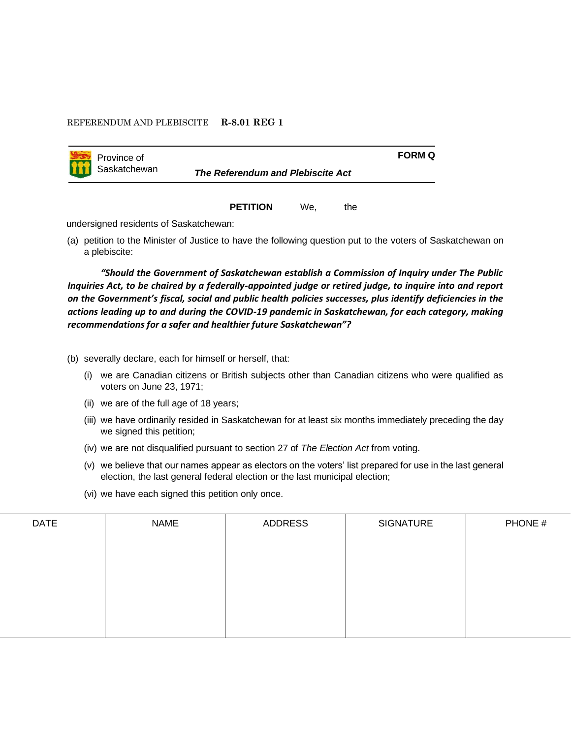REFERENDUM AND PLEBISCITE **R-8.01 REG 1**

Province of Saskatchewan

**FORM Q**

***The Referendum and Plebiscite Act***

**PETITION** We, the undersigned residents of Saskatchewan:

(a) petition to the Minister of Justice to have the following question put to the voters of Saskatchewan on a plebiscite:

***"Should the Government of Saskatchewan establish a Commission of Inquiry under The Public Inquiries Act, to be chaired by a federally-appointed judge or retired judge, to inquire into and report on the Government's fiscal, social and public health policies successes, plus identify deficiencies in the actions leading up to and during the COVID-19 pandemic in Saskatchewan, for each category, making recommendations for a safer and healthier future Saskatchewan"?***

(b) severally declare, each for himself or herself, that:

- (i) we are Canadian citizens or British subjects other than Canadian citizens who were qualified as voters on June 23, 1971;
- (ii) we are of the full age of 18 years;
- (iii) we have ordinarily resided in Saskatchewan for at least six months immediately preceding the day we signed this petition;
- (iv) we are not disqualified pursuant to section 27 of *The Election Act* from voting.
- (v) we believe that our names appear as electors on the voters' list prepared for use in the last general election, the last general federal election or the last municipal election;
- (vi) we have each signed this petition only once.

| DATE | NAME | ADDRESS | SIGNATURE | PHONE # |
|---|---|---|---|---|
| | | | | |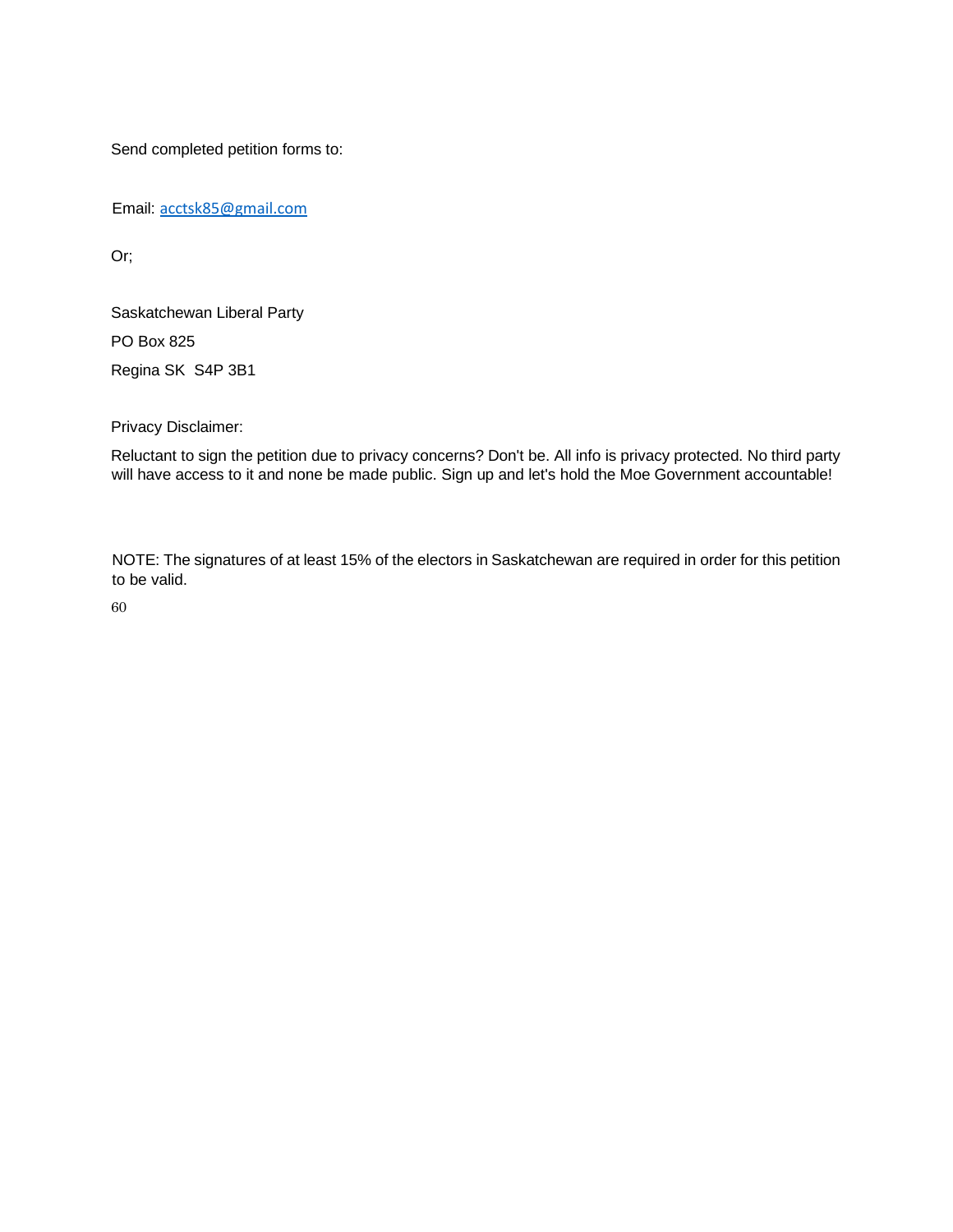Send completed petition forms to:

Email: acctsk85@gmail.com

Or;

Saskatchewan Liberal Party

PO Box 825

Regina SK  S4P 3B1

Privacy Disclaimer:

Reluctant to sign the petition due to privacy concerns? Don't be. All info is privacy protected. No third party will have access to it and none be made public. Sign up and let's hold the Moe Government accountable!

NOTE: The signatures of at least 15% of the electors in Saskatchewan are required in order for this petition to be valid.